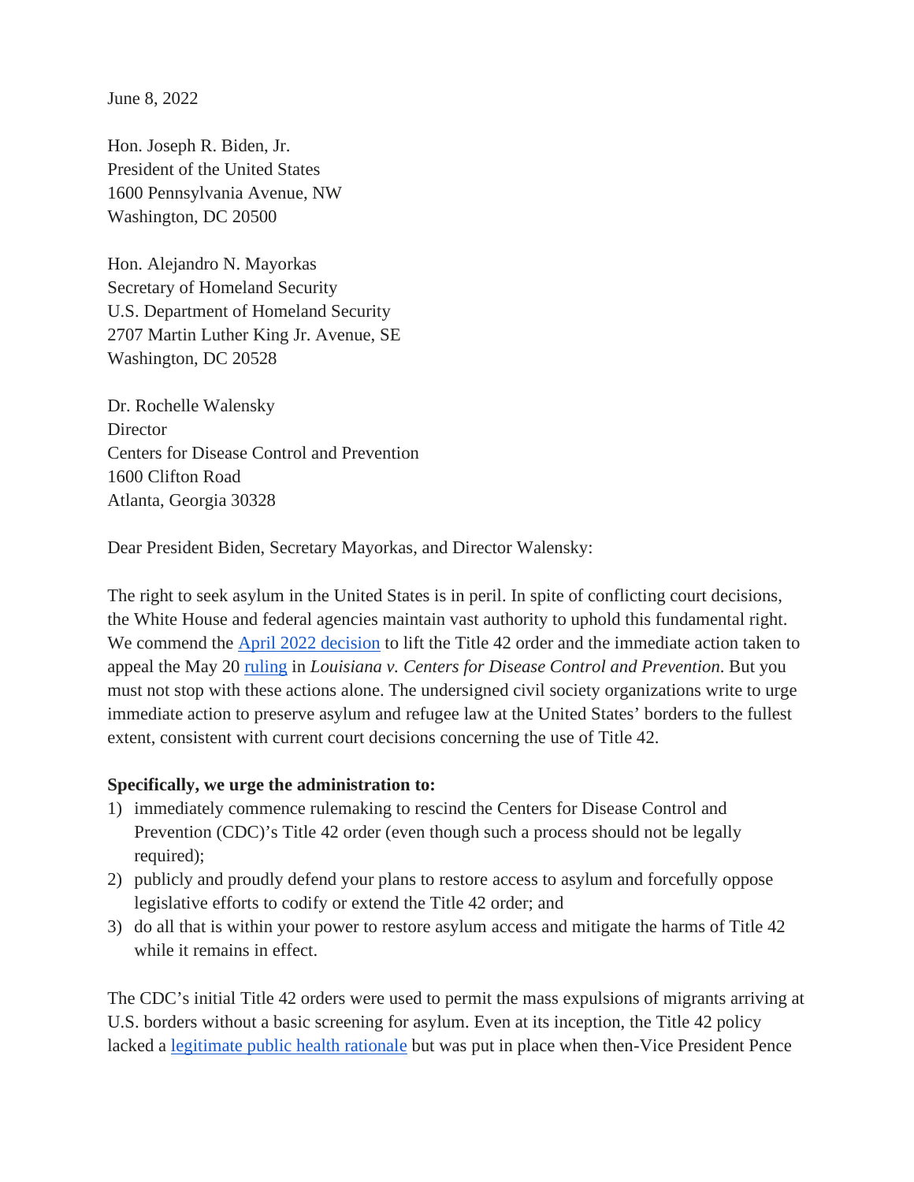June 8, 2022

Hon. Joseph R. Biden, Jr.
President of the United States
1600 Pennsylvania Avenue, NW
Washington, DC 20500

Hon. Alejandro N. Mayorkas
Secretary of Homeland Security
U.S. Department of Homeland Security
2707 Martin Luther King Jr. Avenue, SE
Washington, DC 20528

Dr. Rochelle Walensky
Director
Centers for Disease Control and Prevention
1600 Clifton Road
Atlanta, Georgia 30328

Dear President Biden, Secretary Mayorkas, and Director Walensky:

The right to seek asylum in the United States is in peril. In spite of conflicting court decisions, the White House and federal agencies maintain vast authority to uphold this fundamental right. We commend the April 2022 decision to lift the Title 42 order and the immediate action taken to appeal the May 20 ruling in *Louisiana v. Centers for Disease Control and Prevention*. But you must not stop with these actions alone. The undersigned civil society organizations write to urge immediate action to preserve asylum and refugee law at the United States' borders to the fullest extent, consistent with current court decisions concerning the use of Title 42.

**Specifically, we urge the administration to:**

1) immediately commence rulemaking to rescind the Centers for Disease Control and Prevention (CDC)'s Title 42 order (even though such a process should not be legally required);
2) publicly and proudly defend your plans to restore access to asylum and forcefully oppose legislative efforts to codify or extend the Title 42 order; and
3) do all that is within your power to restore asylum access and mitigate the harms of Title 42 while it remains in effect.

The CDC's initial Title 42 orders were used to permit the mass expulsions of migrants arriving at U.S. borders without a basic screening for asylum. Even at its inception, the Title 42 policy lacked a legitimate public health rationale but was put in place when then-Vice President Pence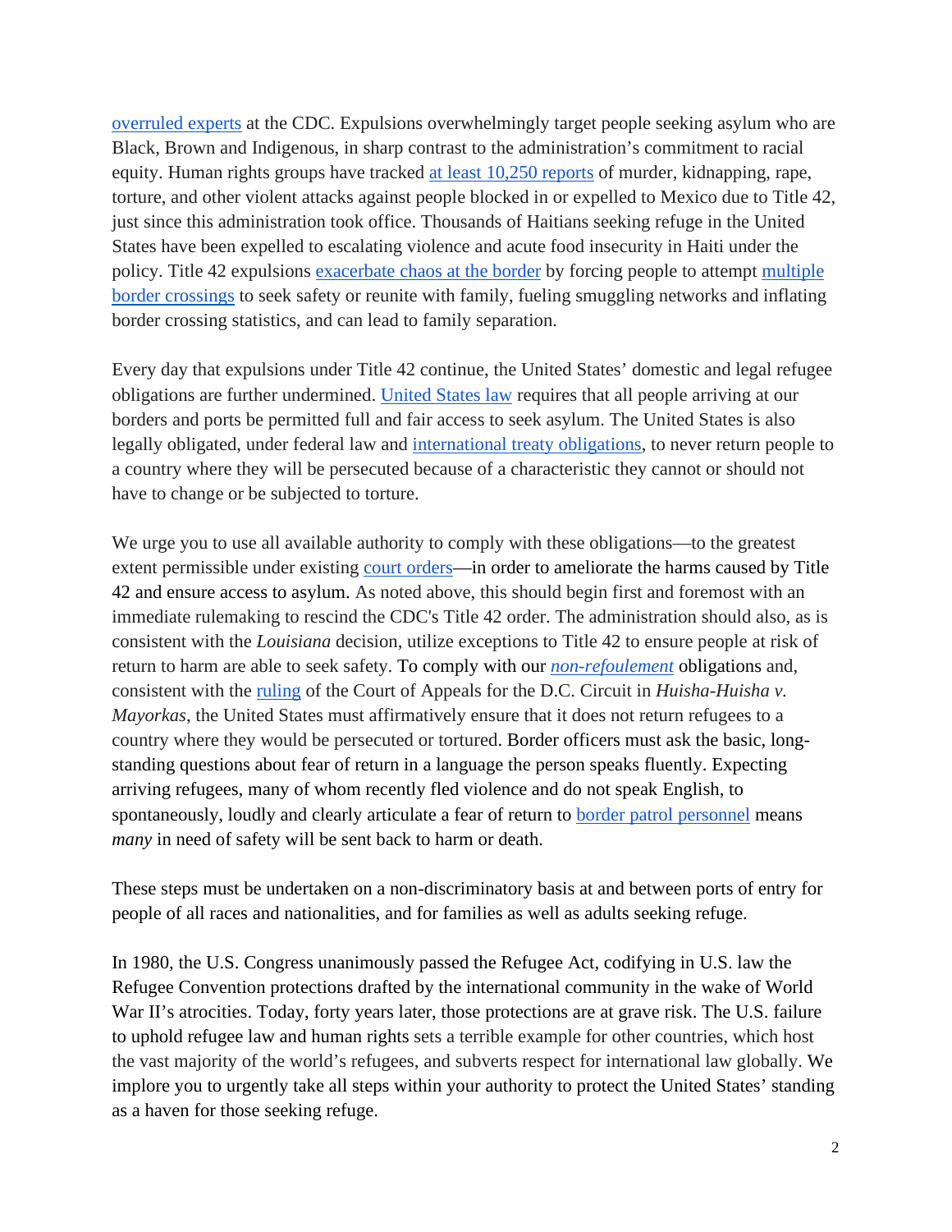overruled experts at the CDC. Expulsions overwhelmingly target people seeking asylum who are Black, Brown and Indigenous, in sharp contrast to the administration's commitment to racial equity. Human rights groups have tracked at least 10,250 reports of murder, kidnapping, rape, torture, and other violent attacks against people blocked in or expelled to Mexico due to Title 42, just since this administration took office. Thousands of Haitians seeking refuge in the United States have been expelled to escalating violence and acute food insecurity in Haiti under the policy. Title 42 expulsions exacerbate chaos at the border by forcing people to attempt multiple border crossings to seek safety or reunite with family, fueling smuggling networks and inflating border crossing statistics, and can lead to family separation.

Every day that expulsions under Title 42 continue, the United States' domestic and legal refugee obligations are further undermined. United States law requires that all people arriving at our borders and ports be permitted full and fair access to seek asylum. The United States is also legally obligated, under federal law and international treaty obligations, to never return people to a country where they will be persecuted because of a characteristic they cannot or should not have to change or be subjected to torture.

We urge you to use all available authority to comply with these obligations—to the greatest extent permissible under existing court orders—in order to ameliorate the harms caused by Title 42 and ensure access to asylum. As noted above, this should begin first and foremost with an immediate rulemaking to rescind the CDC's Title 42 order. The administration should also, as is consistent with the *Louisiana* decision, utilize exceptions to Title 42 to ensure people at risk of return to harm are able to seek safety. To comply with our *non-refoulement* obligations and, consistent with the ruling of the Court of Appeals for the D.C. Circuit in *Huisha-Huisha v. Mayorkas*, the United States must affirmatively ensure that it does not return refugees to a country where they would be persecuted or tortured. Border officers must ask the basic, long-standing questions about fear of return in a language the person speaks fluently. Expecting arriving refugees, many of whom recently fled violence and do not speak English, to spontaneously, loudly and clearly articulate a fear of return to border patrol personnel means *many* in need of safety will be sent back to harm or death.

These steps must be undertaken on a non-discriminatory basis at and between ports of entry for people of all races and nationalities, and for families as well as adults seeking refuge.

In 1980, the U.S. Congress unanimously passed the Refugee Act, codifying in U.S. law the Refugee Convention protections drafted by the international community in the wake of World War II's atrocities. Today, forty years later, those protections are at grave risk. The U.S. failure to uphold refugee law and human rights sets a terrible example for other countries, which host the vast majority of the world's refugees, and subverts respect for international law globally. We implore you to urgently take all steps within your authority to protect the United States' standing as a haven for those seeking refuge.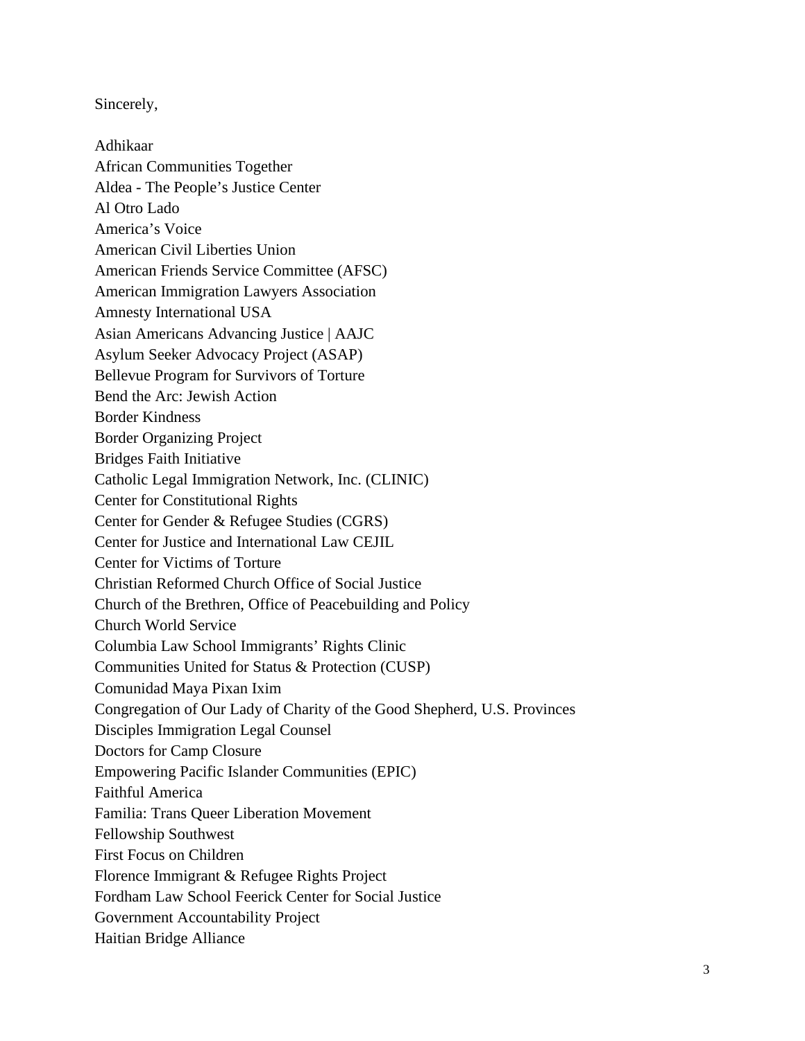Sincerely,

Adhikaar
African Communities Together
Aldea - The People's Justice Center
Al Otro Lado
America's Voice
American Civil Liberties Union
American Friends Service Committee (AFSC)
American Immigration Lawyers Association
Amnesty International USA
Asian Americans Advancing Justice | AAJC
Asylum Seeker Advocacy Project (ASAP)
Bellevue Program for Survivors of Torture
Bend the Arc: Jewish Action
Border Kindness
Border Organizing Project
Bridges Faith Initiative
Catholic Legal Immigration Network, Inc. (CLINIC)
Center for Constitutional Rights
Center for Gender & Refugee Studies (CGRS)
Center for Justice and International Law CEJIL
Center for Victims of Torture
Christian Reformed Church Office of Social Justice
Church of the Brethren, Office of Peacebuilding and Policy
Church World Service
Columbia Law School Immigrants' Rights Clinic
Communities United for Status & Protection (CUSP)
Comunidad Maya Pixan Ixim
Congregation of Our Lady of Charity of the Good Shepherd, U.S. Provinces
Disciples Immigration Legal Counsel
Doctors for Camp Closure
Empowering Pacific Islander Communities (EPIC)
Faithful America
Familia: Trans Queer Liberation Movement
Fellowship Southwest
First Focus on Children
Florence Immigrant & Refugee Rights Project
Fordham Law School Feerick Center for Social Justice
Government Accountability Project
Haitian Bridge Alliance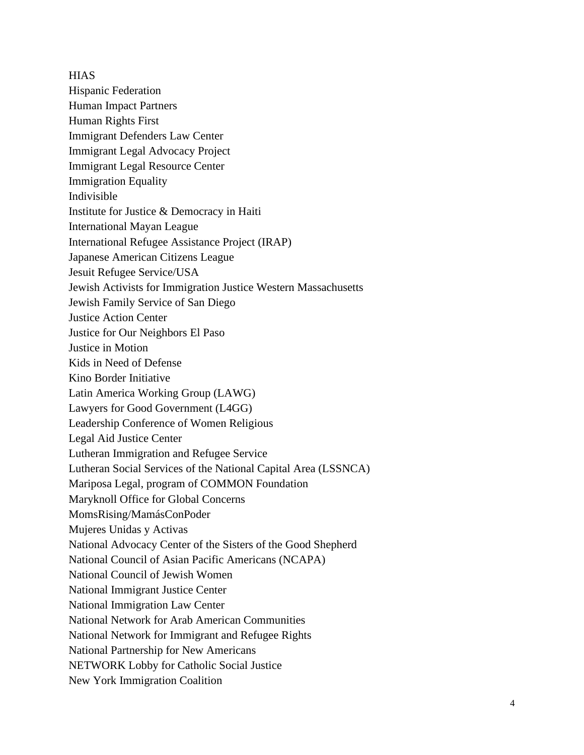HIAS
Hispanic Federation
Human Impact Partners
Human Rights First
Immigrant Defenders Law Center
Immigrant Legal Advocacy Project
Immigrant Legal Resource Center
Immigration Equality
Indivisible
Institute for Justice & Democracy in Haiti
International Mayan League
International Refugee Assistance Project (IRAP)
Japanese American Citizens League
Jesuit Refugee Service/USA
Jewish Activists for Immigration Justice Western Massachusetts
Jewish Family Service of San Diego
Justice Action Center
Justice for Our Neighbors El Paso
Justice in Motion
Kids in Need of Defense
Kino Border Initiative
Latin America Working Group (LAWG)
Lawyers for Good Government (L4GG)
Leadership Conference of Women Religious
Legal Aid Justice Center
Lutheran Immigration and Refugee Service
Lutheran Social Services of the National Capital Area (LSSNCA)
Mariposa Legal, program of COMMON Foundation
Maryknoll Office for Global Concerns
MomsRising/MamásConPoder
Mujeres Unidas y Activas
National Advocacy Center of the Sisters of the Good Shepherd
National Council of Asian Pacific Americans (NCAPA)
National Council of Jewish Women
National Immigrant Justice Center
National Immigration Law Center
National Network for Arab American Communities
National Network for Immigrant and Refugee Rights
National Partnership for New Americans
NETWORK Lobby for Catholic Social Justice
New York Immigration Coalition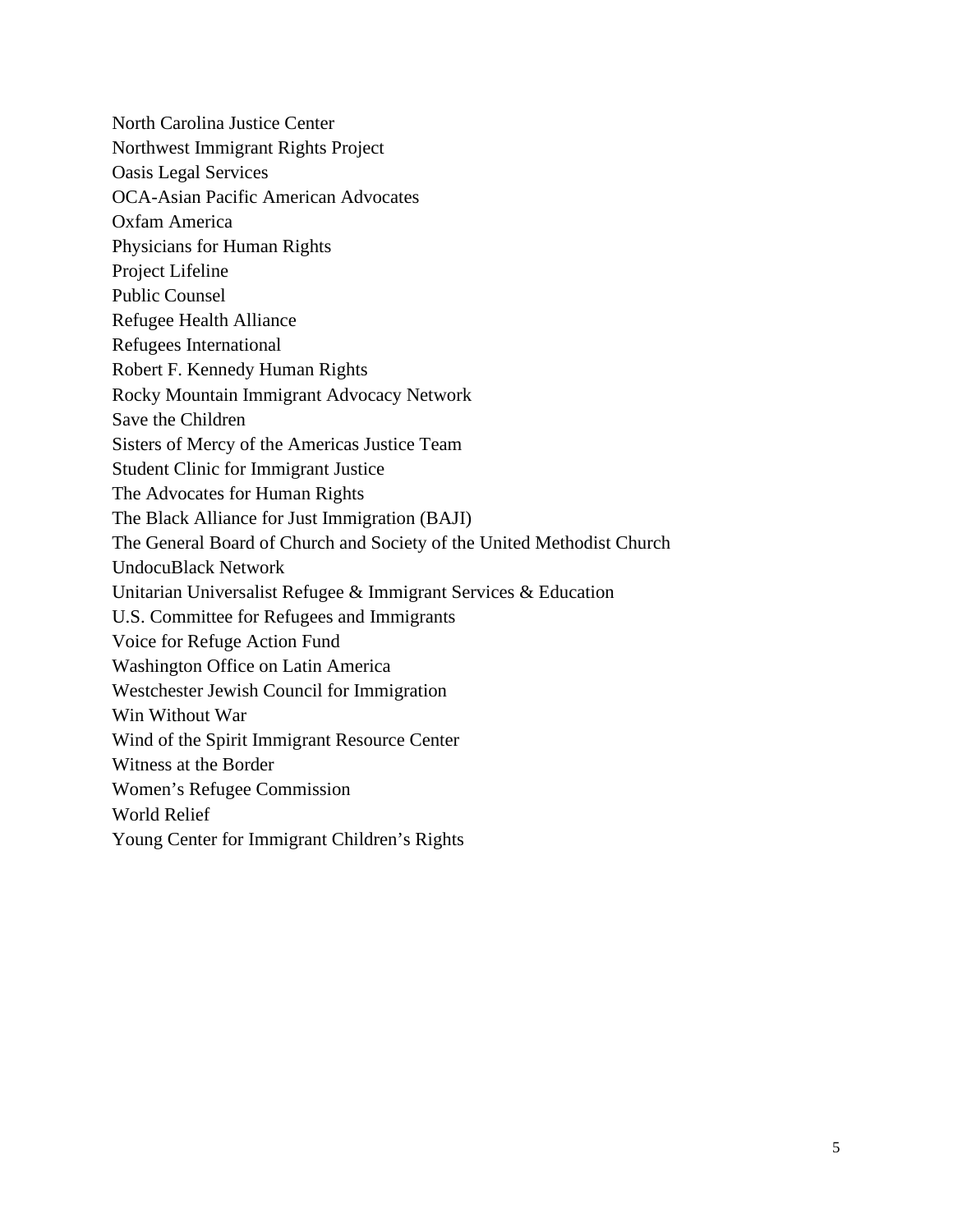North Carolina Justice Center
Northwest Immigrant Rights Project
Oasis Legal Services
OCA-Asian Pacific American Advocates
Oxfam America
Physicians for Human Rights
Project Lifeline
Public Counsel
Refugee Health Alliance
Refugees International
Robert F. Kennedy Human Rights
Rocky Mountain Immigrant Advocacy Network
Save the Children
Sisters of Mercy of the Americas Justice Team
Student Clinic for Immigrant Justice
The Advocates for Human Rights
The Black Alliance for Just Immigration (BAJI)
The General Board of Church and Society of the United Methodist Church
UndocuBlack Network
Unitarian Universalist Refugee & Immigrant Services & Education
U.S. Committee for Refugees and Immigrants
Voice for Refuge Action Fund
Washington Office on Latin America
Westchester Jewish Council for Immigration
Win Without War
Wind of the Spirit Immigrant Resource Center
Witness at the Border
Women's Refugee Commission
World Relief
Young Center for Immigrant Children's Rights